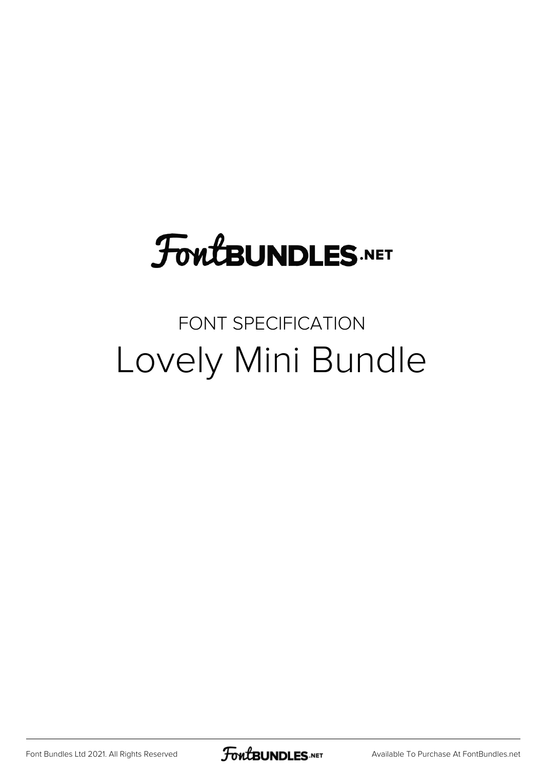FontBUNDLES.NET

FONT SPECIFICATION

# Lovely Mini Bundle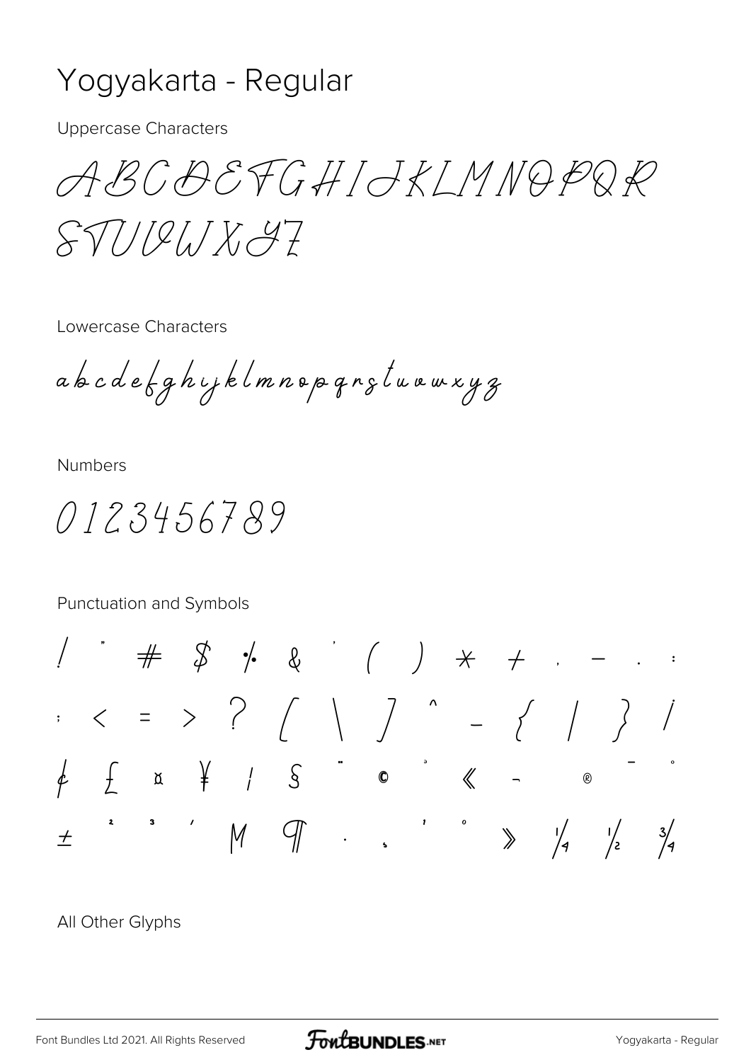# Yogyakarta - Regular

Uppercase Characters

ABCDEFGHIJKLMNOPQR
STUVWXYZ

Lowercase Characters

abcdefghijklmnopqrstuvwxyz

Numbers

0123456789

Punctuation and Symbols

! " # $ % & ' ( ) * + , - . :
; < = > ? [ \ ] ^ _ { | } ¡
¢ £ ¤ ¥ ¦ § ¨ © ª « ¬ ® ¯ °
± ² ³ ´ µ ¶ · ¸ ¹ º » ¼ ½ ¾

All Other Glyphs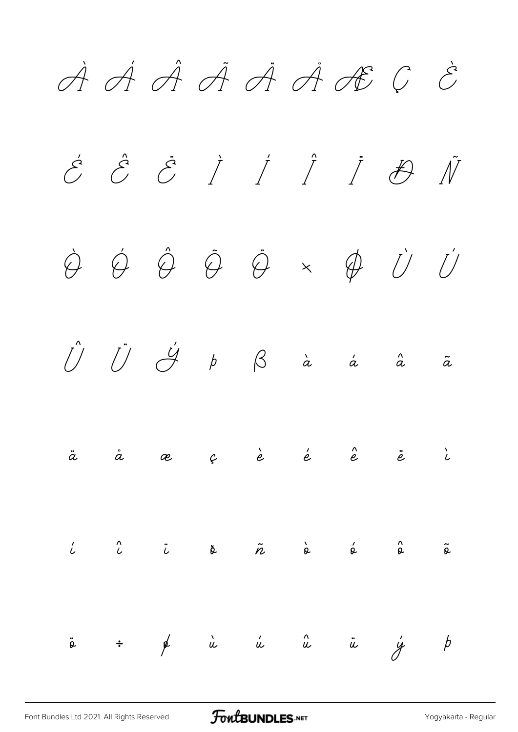À Á Â Ã Ä Å Æ Ç È

É Ê Ë Ì Í Î Ï Ð Ñ

Ò Ó Ô Õ Ö × Ø Ù Ú

Û Ü Ý Þ ß à á â ã

ä å æ ç è é ê ë ì

í î ï ð ñ ò ó ô õ

ö ÷ ø ù ú û ü ý þ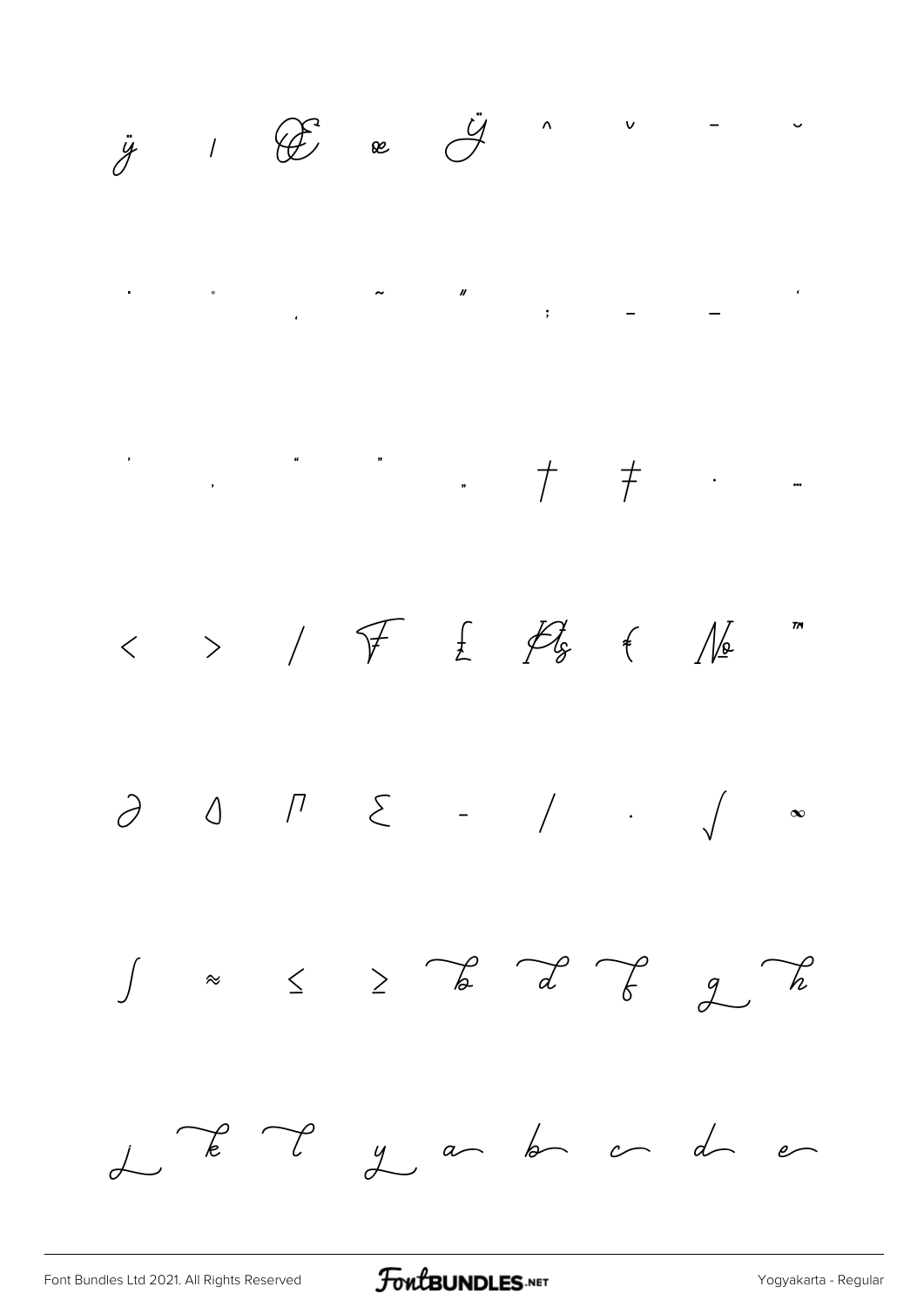ÿ ı Œ œ Ÿ ˆ ˇ ¯ ˘

˙ ˚ ˛ ˜ ˝ ; – — ‘

’ ‚ “ ” „ † ‡ • …

‹ › ⁄ ₣ ₤ ₧ € № ™

∂ ∆ ∏ ∑ − ∕ ∙ √ ∞

∫ ≈ ≤ ≥ b d f g h

j k l y a b c d e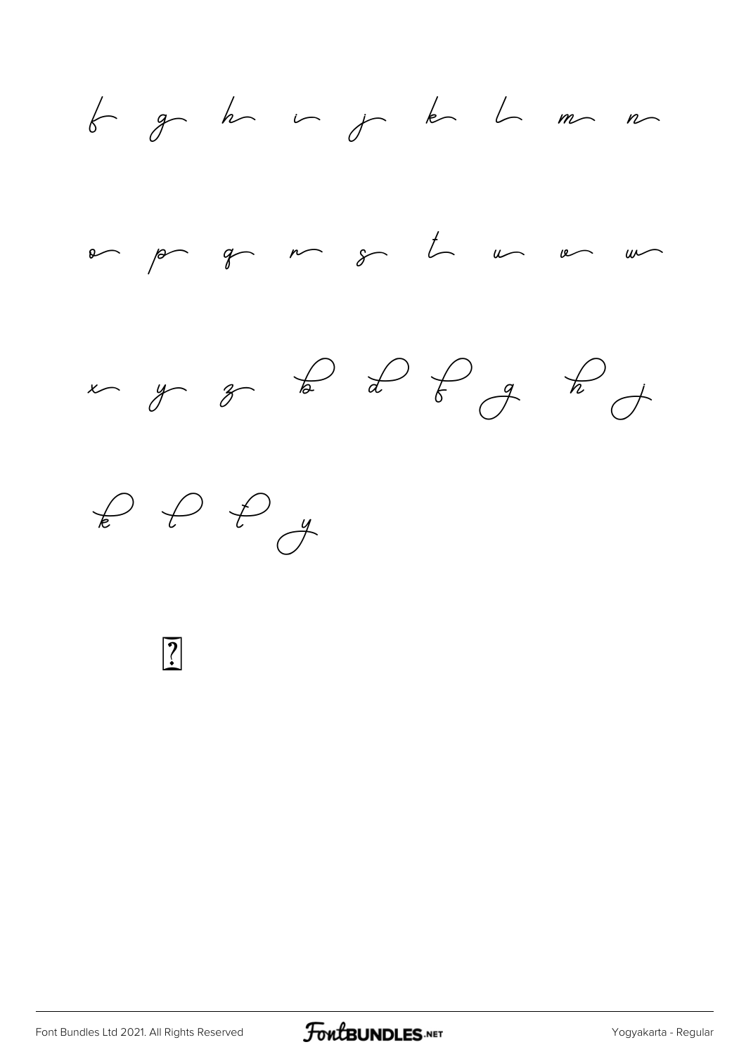f g h i j k l m n

o p q r s t u v w

x y z

?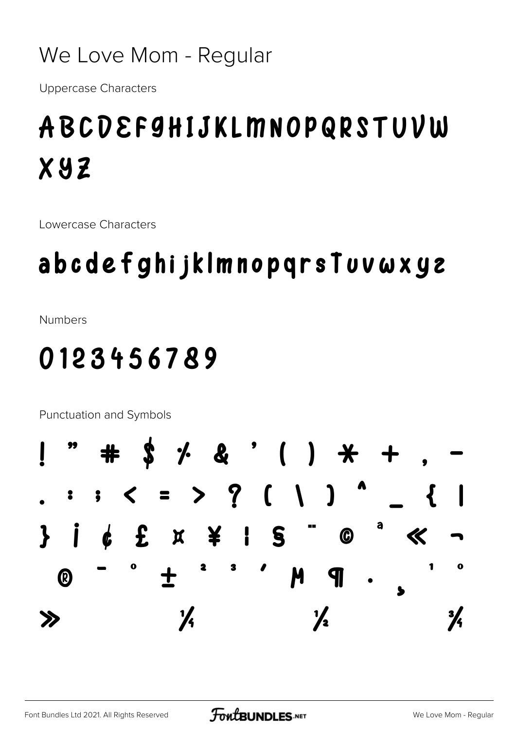# We Love Mom - Regular

Uppercase Characters

ABCDEFGHIJKLMNOPQRSTUVW
XYZ

Lowercase Characters

abcdefghijklmnopqrstuvwxyz

Numbers

0123456789

Punctuation and Symbols

! " # $ % & ' ( ) * + , -
. : ; < = > ? [ \ ] ^ _ { |
} ¡ ¢ £ ¤ ¥ ¦ § ¨ © ª « ¬
® ¯ ° ± ² ³ ´ µ ¶ · ¸ ¹ º
» ¼ ½ ¾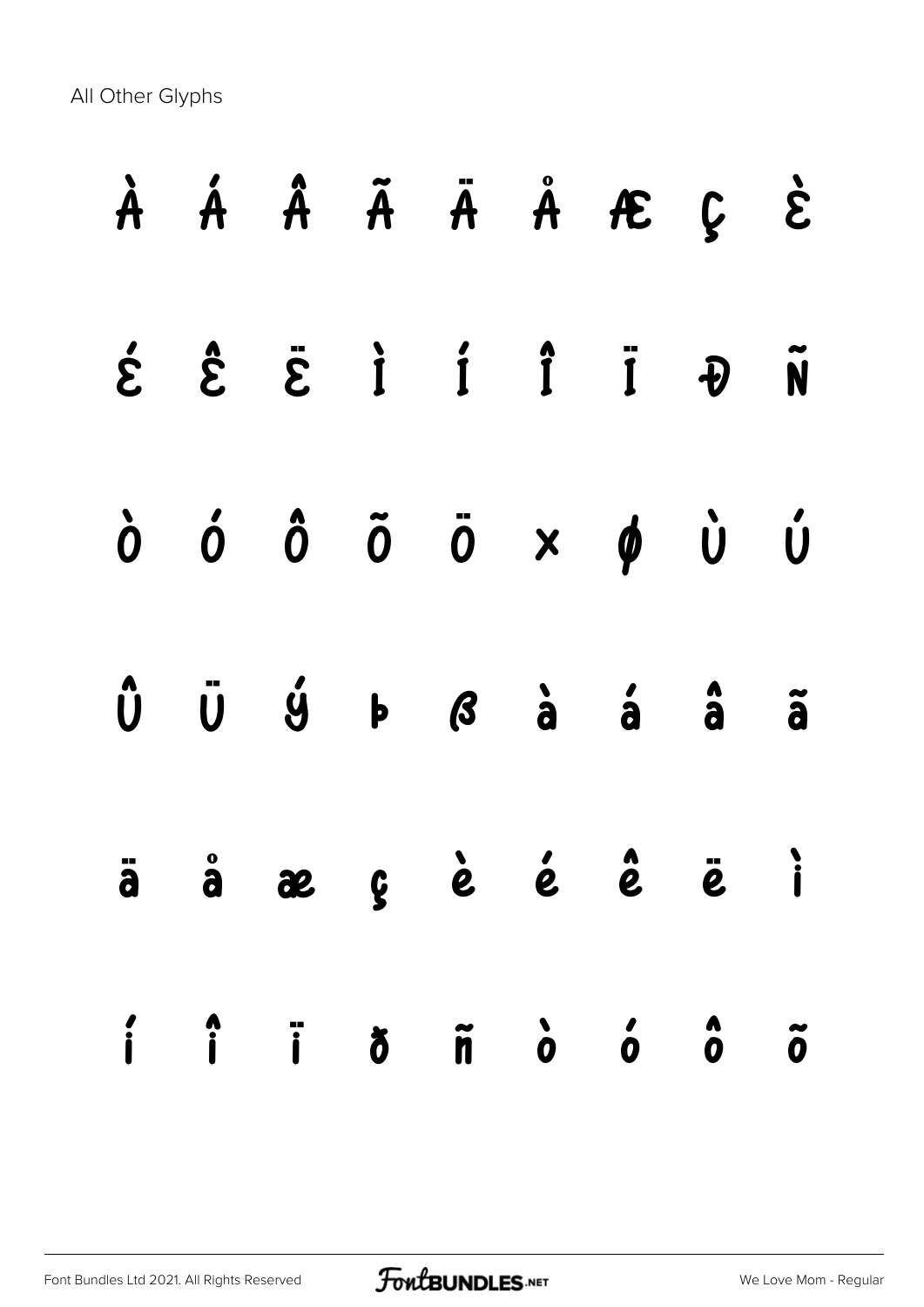All Other Glyphs

À Á Â Ã Ä Å Æ Ç È

É Ê Ë Ì Í Î Ï Ð Ñ

Ò Ó Ô Õ Ö × Ø Ù Ú

Û Ü Ý Þ ß à á â ã

ä å æ ç è é ê ë ì

í î ï ð ñ ò ó ô õ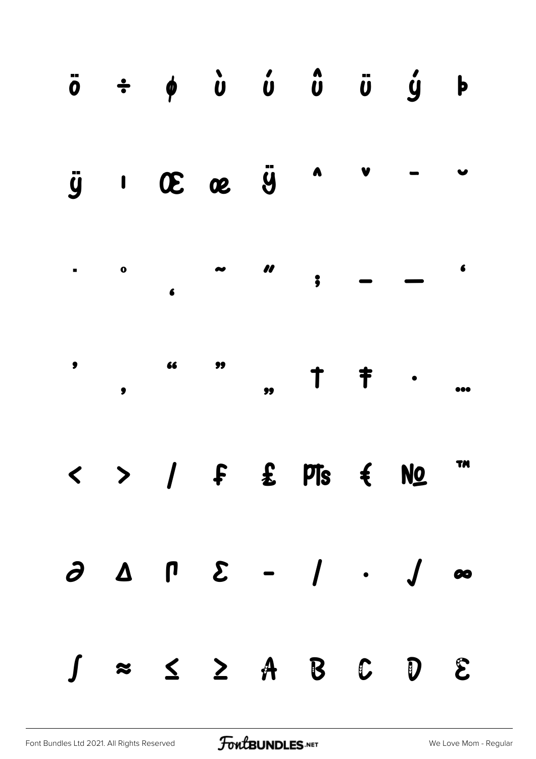ö ÷ ø ù ú û ü ý þ

ÿ ı Œ œ Ÿ ˆ ˇ ¯ ˘

˙ ˚ ˛ ˜ ˝ ; – — ‘

’ ‚ “ ” „ † ‡ • …

‹ › ⁄ ₣ ₤ ₧ € № ™

∂ ∆ ∏ ∑ − ∕ ∙ √ ∞

∫ ≈ ≤ ≥ A B C D E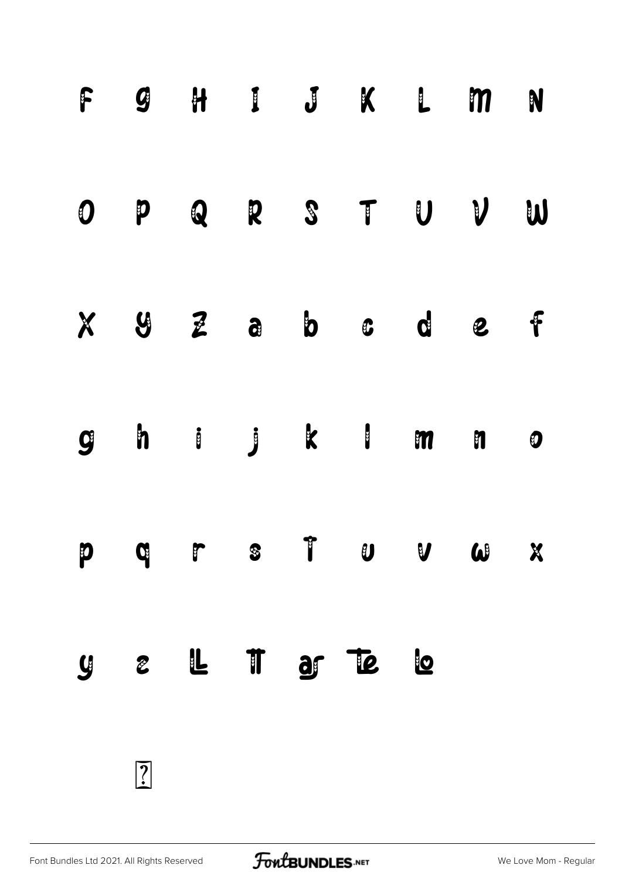F G H I J K L M N

O P Q R S T U V W

X Y Z a b c d e f

g h i j k l m n o

p q r s t u v w x

y z

?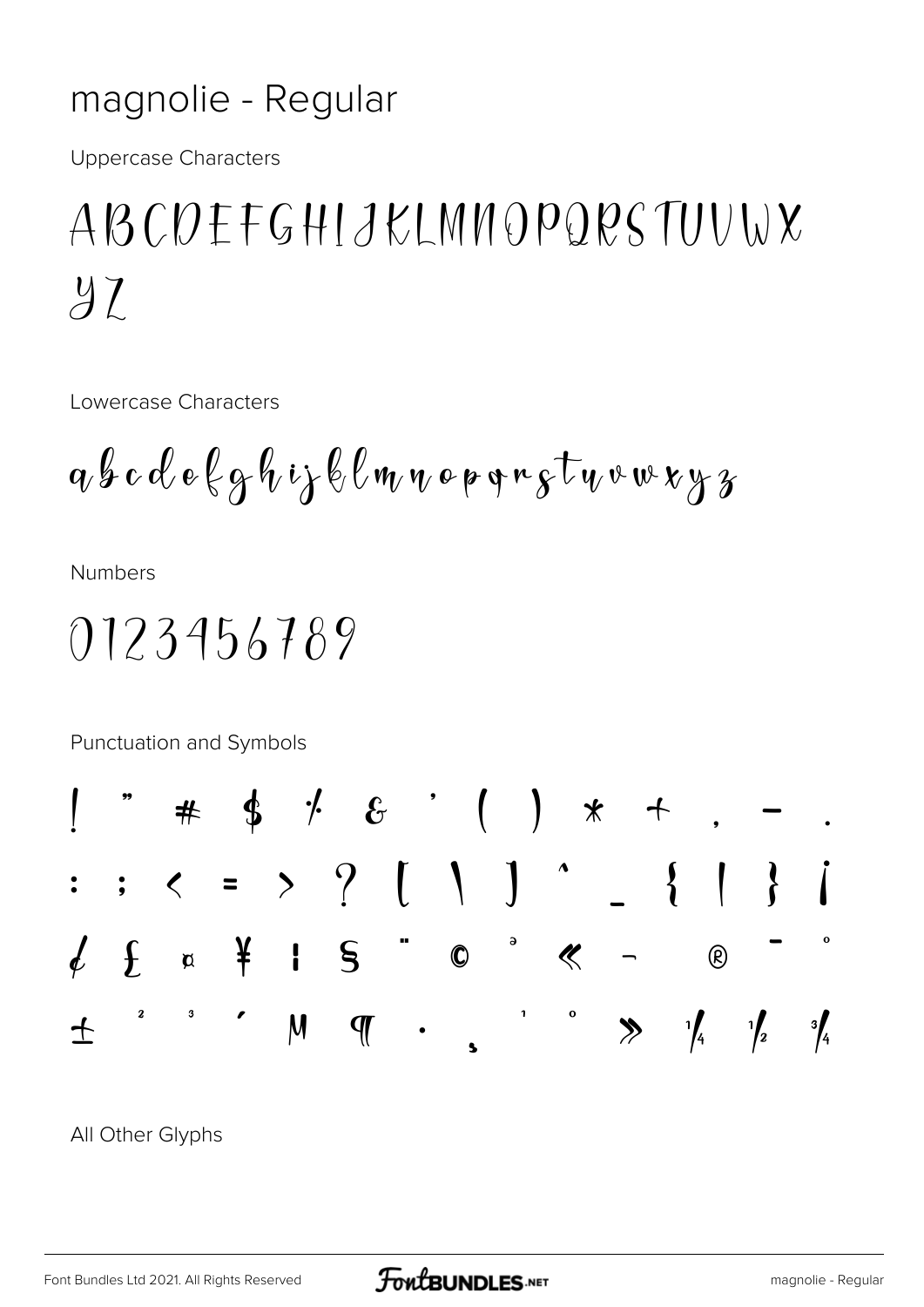# magnolie - Regular

Uppercase Characters

ABCDEFGHIJKLMNOPQRSTUVWX
YZ

Lowercase Characters

abcdefghijklmnopqrstuvwxyz

Numbers

0123456789

Punctuation and Symbols

! " # $ % & ' ( ) * + , - .
: ; < = > ? [ \ ] ^ _ { | } ¡
¢ £ ¤ ¥ ¦ § ¨ © ª « ¬ ® ¯ °
± ² ³ ´ µ ¶ · ¸ ¹ º » ¼ ½ ¾

All Other Glyphs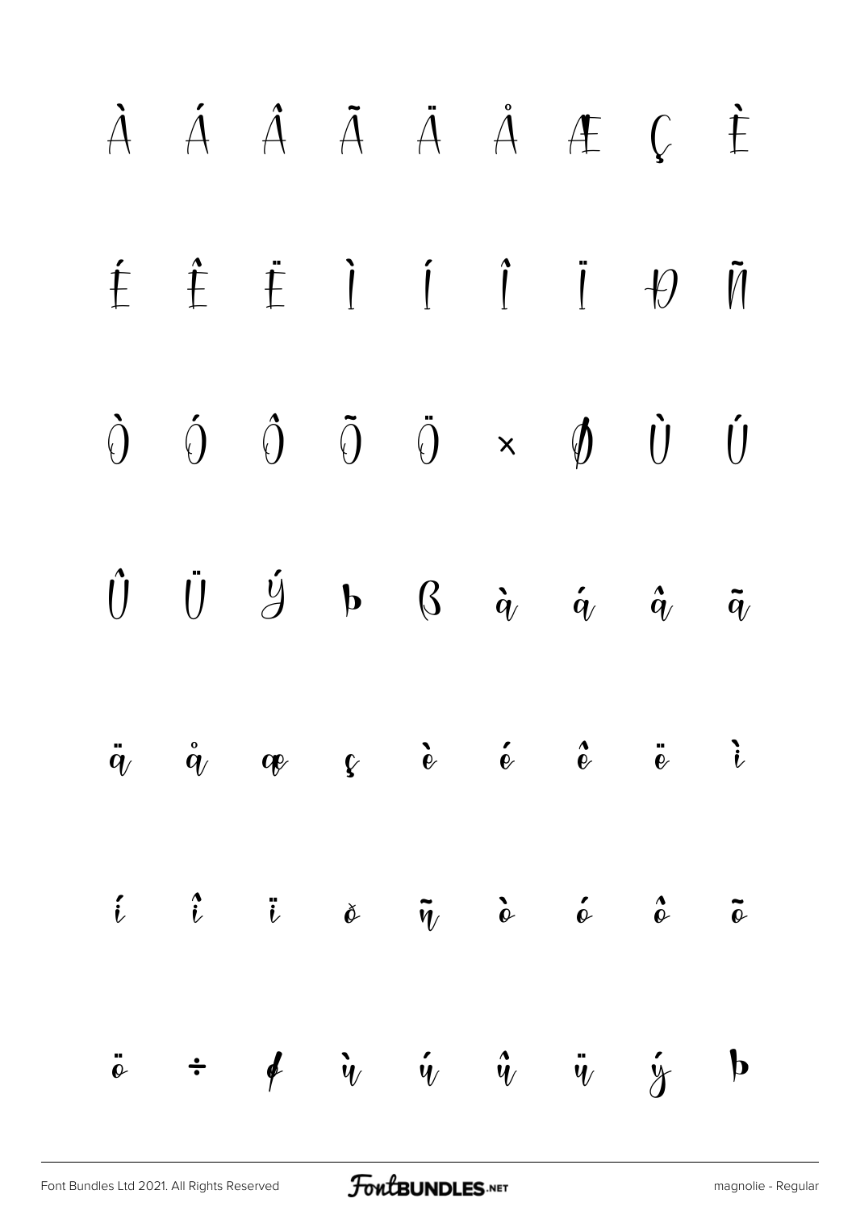À Á Â Ã Ä Å Æ Ç È

É Ê Ë Ì Í Î Ï Ð Ñ

Ò Ó Ô Õ Ö × Ø Ù Ú

Û Ü Ý Þ ß à á â ã

ä å æ ç è é ê ë ì

í î ï ð ñ ò ó ô õ

ö ÷ ø ù ú û ü ý þ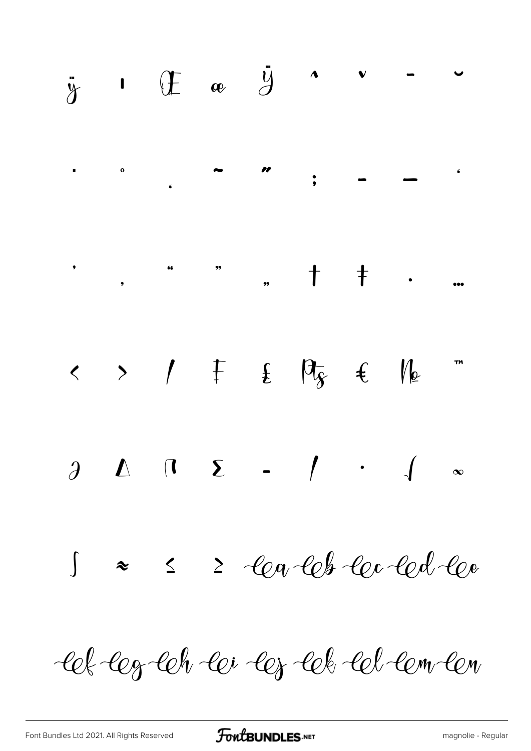ÿ ı Œ œ Ÿ ˆ ˇ ¯ ˘

˙ ˚ ˛ ˜ ˝ ; – — ‘

’ ‚ “ ” „ † ‡ • …

‹ › ⁄ ₣ ₤ ₧ € № ™

∂ ∆ ∏ ∑ − ∕ ∙ √ ∞

∫ ≈ ≤ ≥ lea leb lec led lee

lef leg leh lei lej lek lel lem len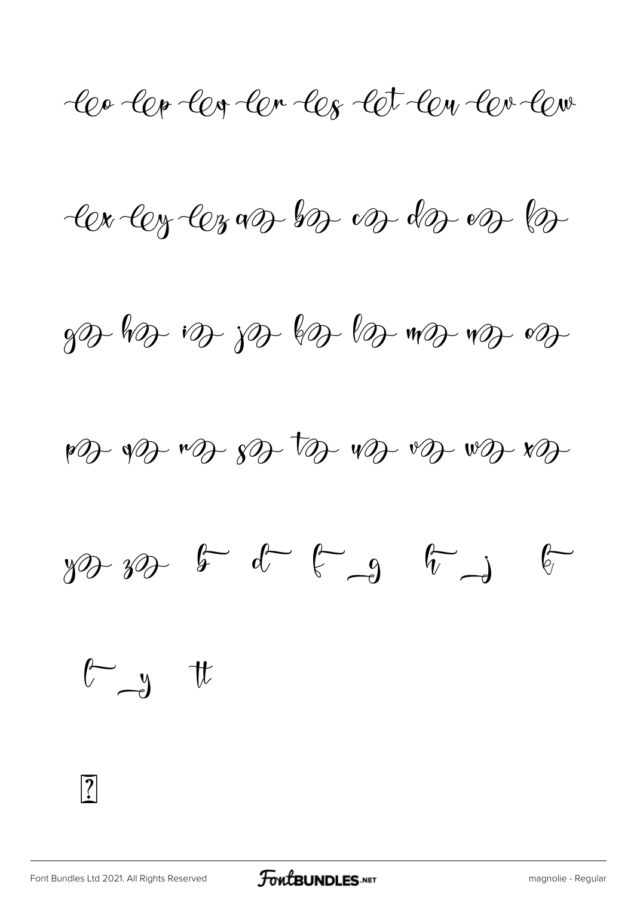leo lep leq ler les let leu lev lew

lex ley lez ao bo co do eo fo

go ho io jo ko lo mo no oo

po qo ro so to uo vo wo xo

yo zo b d f g h j k

l y tt

?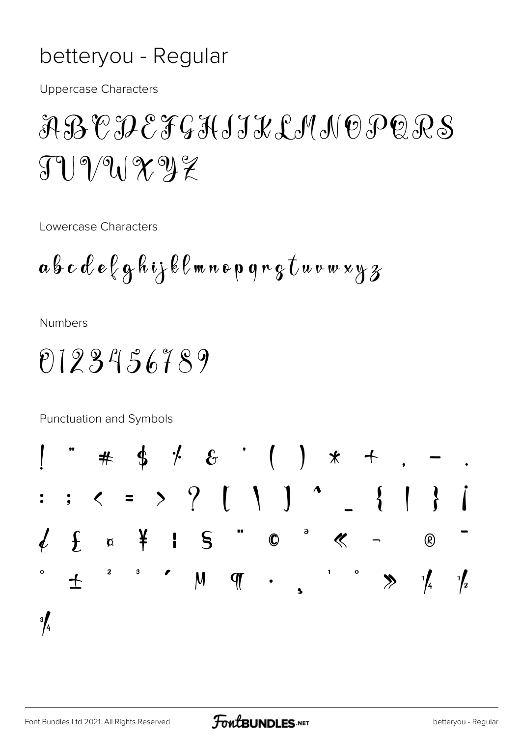# betteryou - Regular

Uppercase Characters

ABCDEFGHIJKLMNOPQRS
TUVWXYZ

Lowercase Characters

abcdefghijklmnopqrstuvwxyz

Numbers

0123456789

Punctuation and Symbols

! " # $ % & ' ( ) * + , - .
: ; < = > ? [ \ ] ^ _ { | } ¡
¢ £ ¤ ¥ ¦ § ¨ © ª « ¬ ® ¯
° ± ² ³ ´ µ ¶ · ¸ ¹ º » ¼ ½
¾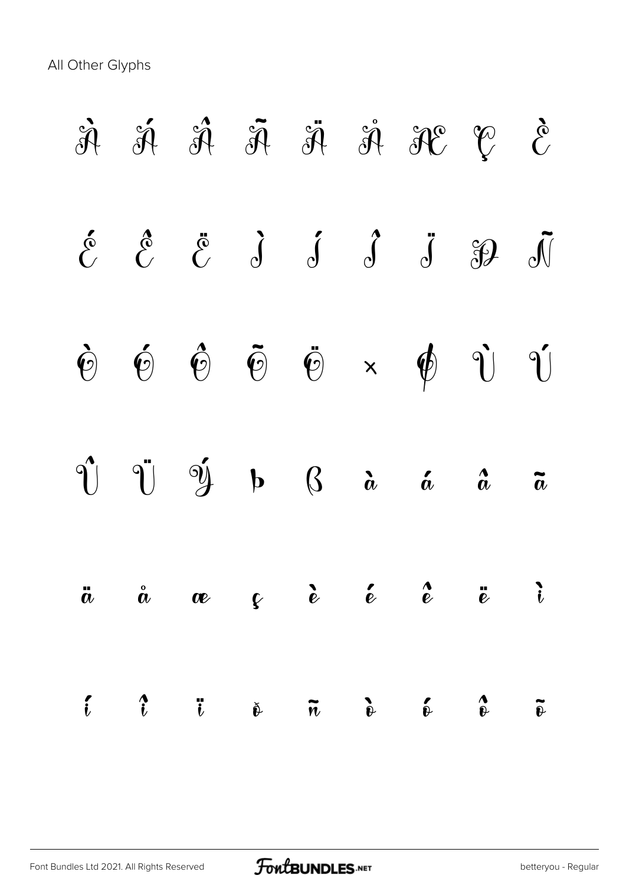All Other Glyphs

À Á Â Ã Ä Å Æ Ç È

É Ê Ë Ì Í Î Ï Ð Ñ

Ò Ó Ô Õ Ö × Ø Ù Ú

Û Ü Ý Þ ß à á â ã

ä å æ ç è é ê ë ì

í î ï ð ñ ò ó ô õ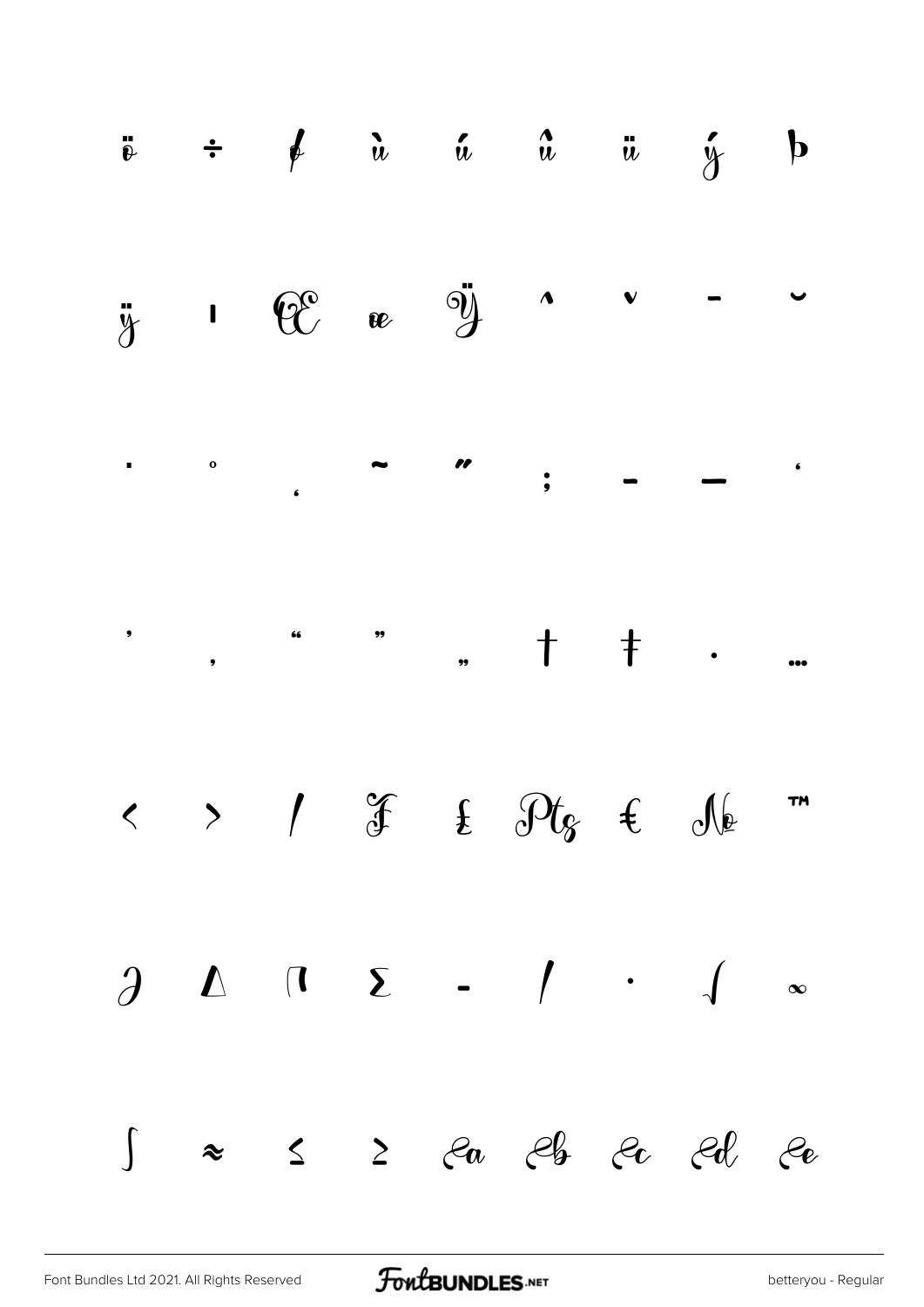ö ÷ ø ù ú û ü ý þ

ÿ ı Œ œ Ÿ ˆ ˇ ¯ ˘

˙ ˚ ˛ ˜ ˝ ; – — ‘

’ ‚ “ ” „ † ‡ • …

‹ › ⁄ ₣ ₤ ₧ € № ™

∂ ∆ ∏ ∑ − ∕ ∙ √ ∞

∫ ≈ ≤ ≥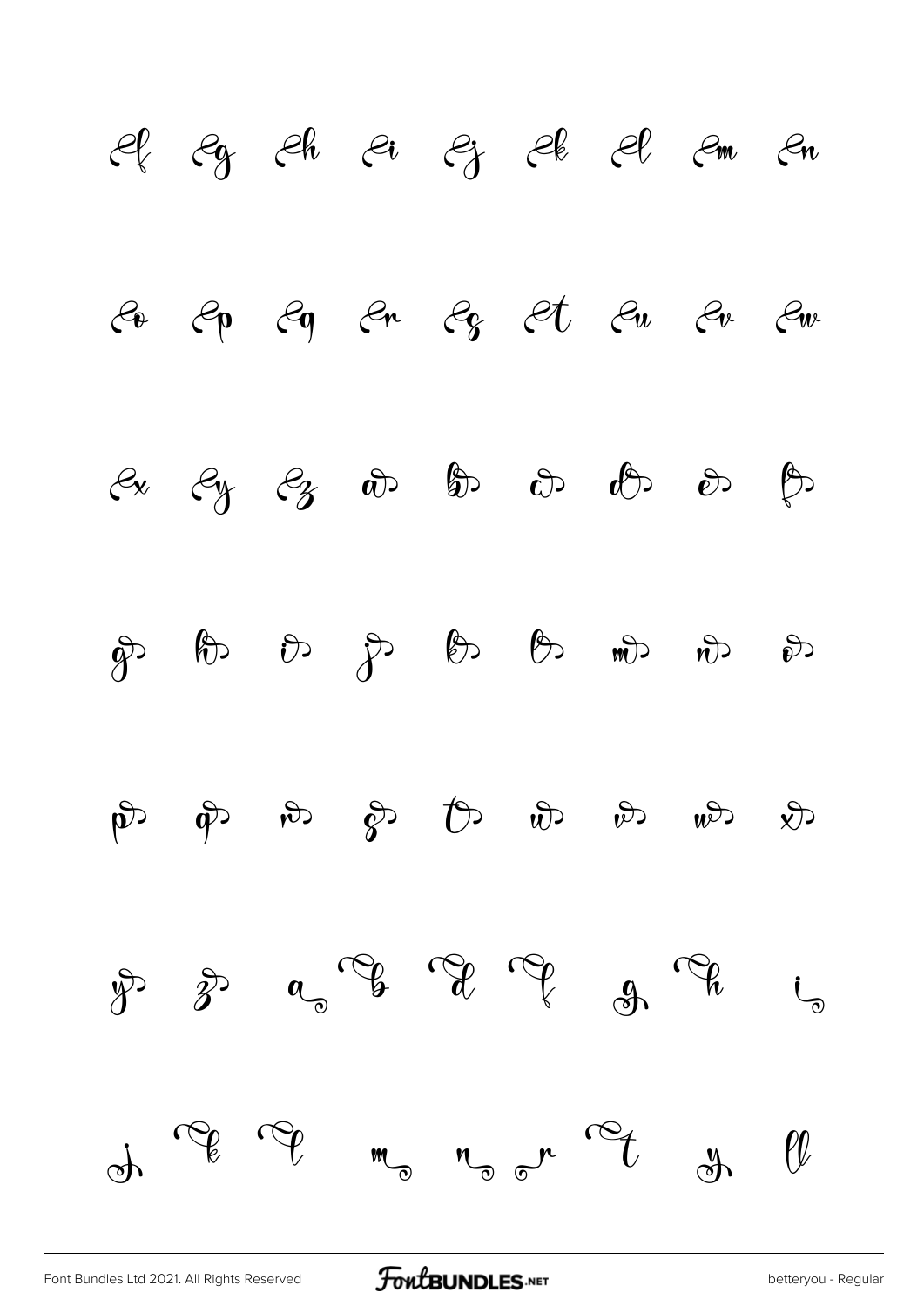ef eg eh ei ej ek el em en

eo ep eq er es et eu ev ew

ex ey ez a b c d e f

g h i j k l m n o

p q r s t u v w x

y z a b d f g h i

j k l m n r t y ll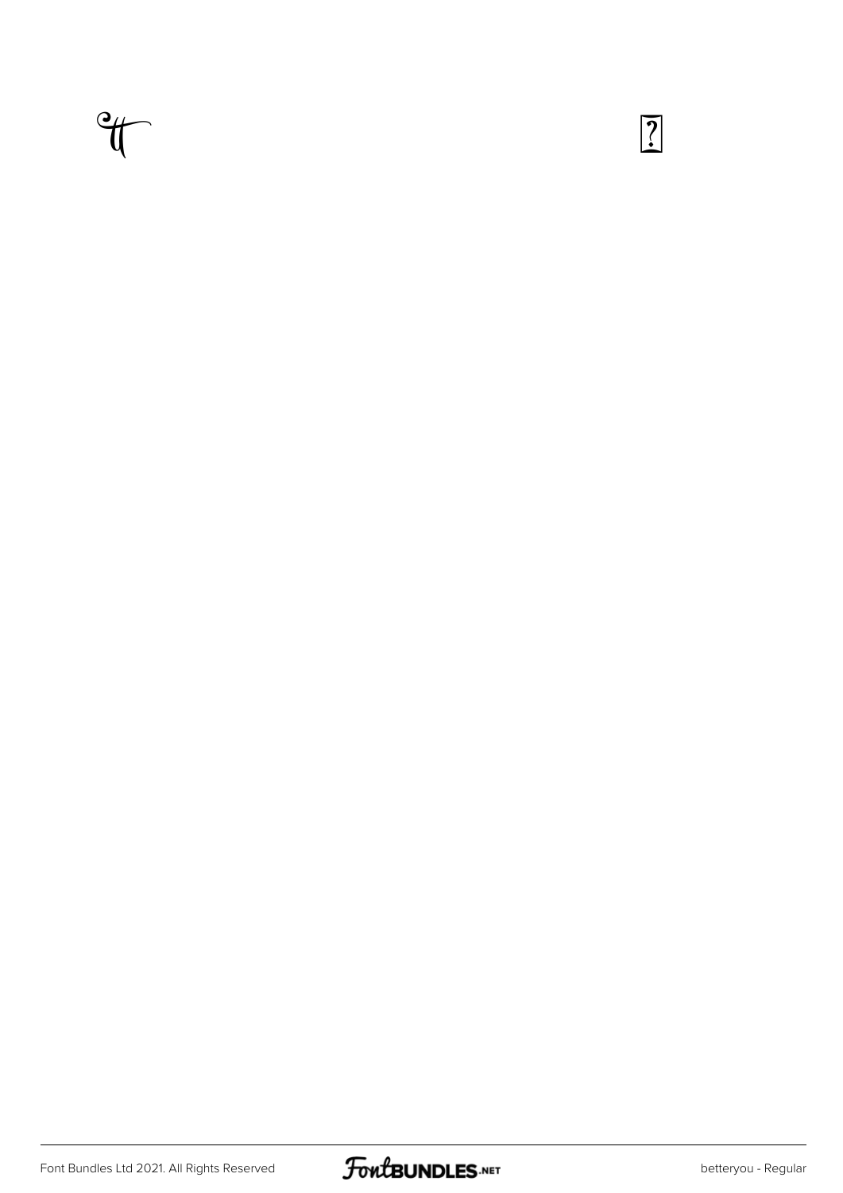ꞇꞇ

?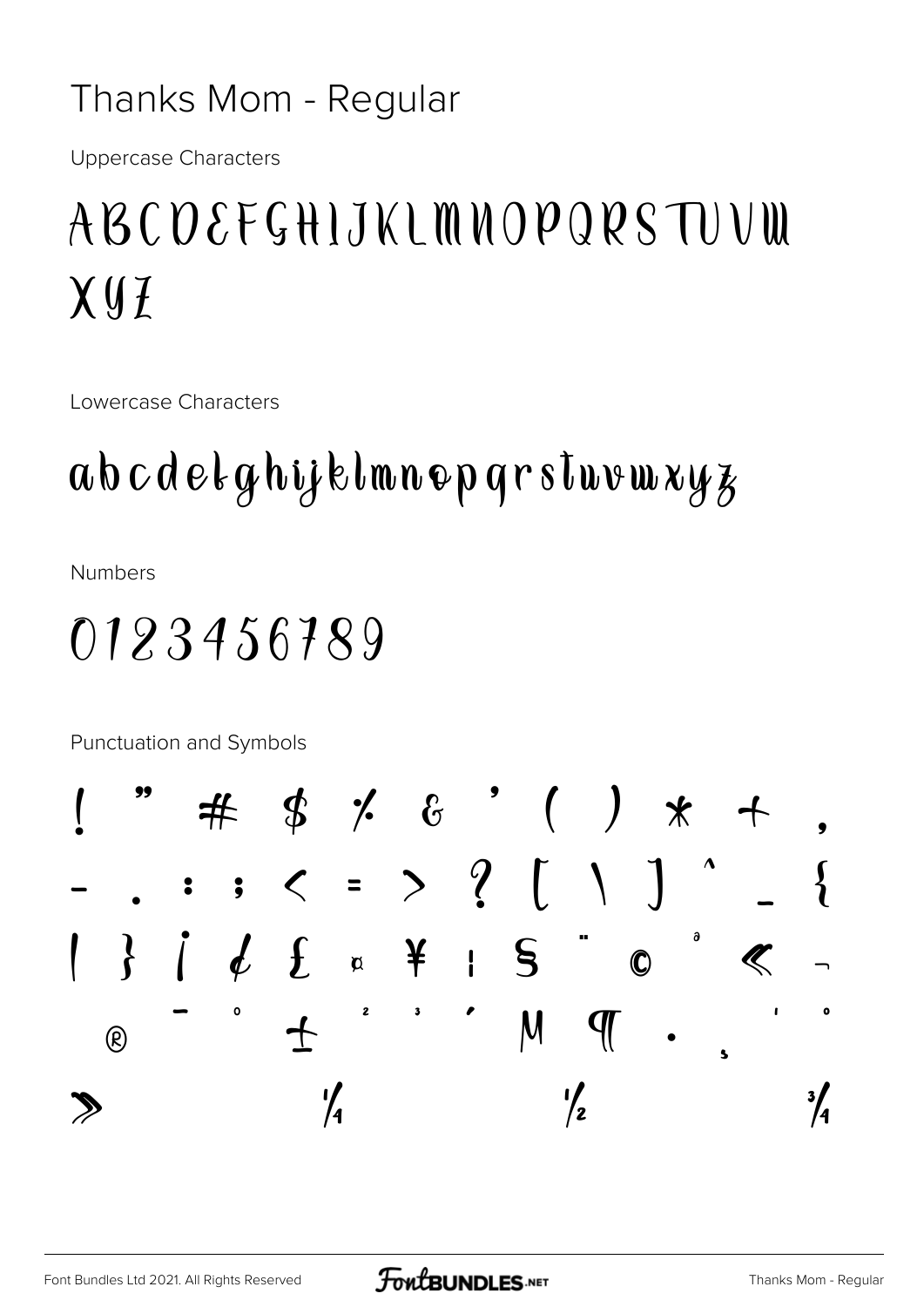# Thanks Mom - Regular

Uppercase Characters

ABCDEFGHIJKLMNOPQRSTUVW
XYZ

Lowercase Characters

abcdefghijklmnopqrstuvwxyz

Numbers

0123456789

Punctuation and Symbols

! " # $ % & ' ( ) * + ,
- . : ; < = > ? [ \ ] ^ _ {
| } ¡ ¢ £ ¤ ¥ ¦ § ¨ © ª « ¬
® ¯ ° ± ² ³ ´ µ ¶ · ¸ ¹ º
» ¼ ½ ¾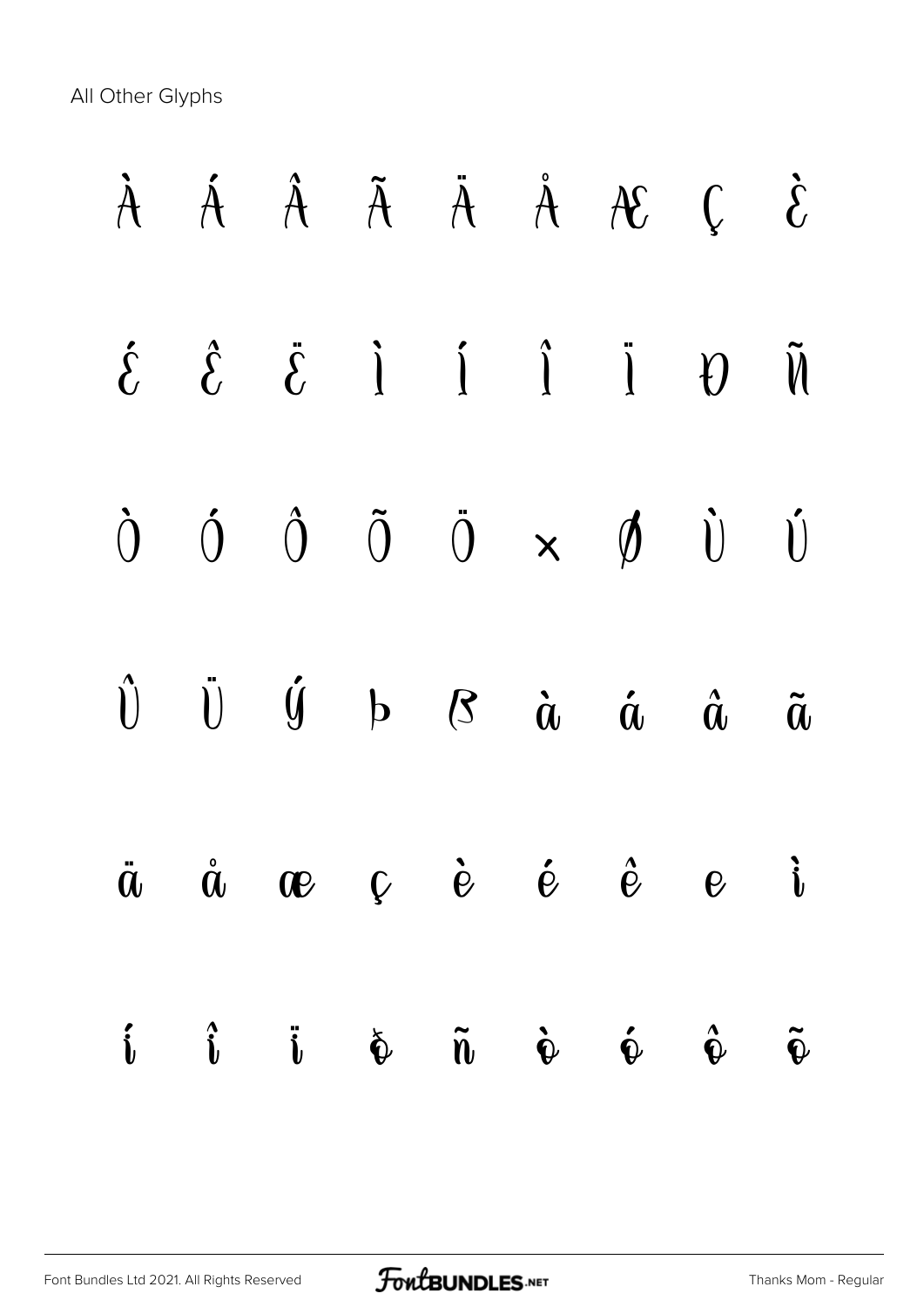All Other Glyphs

À Á Â Ã Ä Å Æ Ç È

É Ê Ë Ì Í Î Ï Ð Ñ

Ò Ó Ô Õ Ö × Ø Ù Ú

Û Ü Ý Þ ß à á â ã

ä å æ ç è é ê ë ì

í î ï ð ñ ò ó ô õ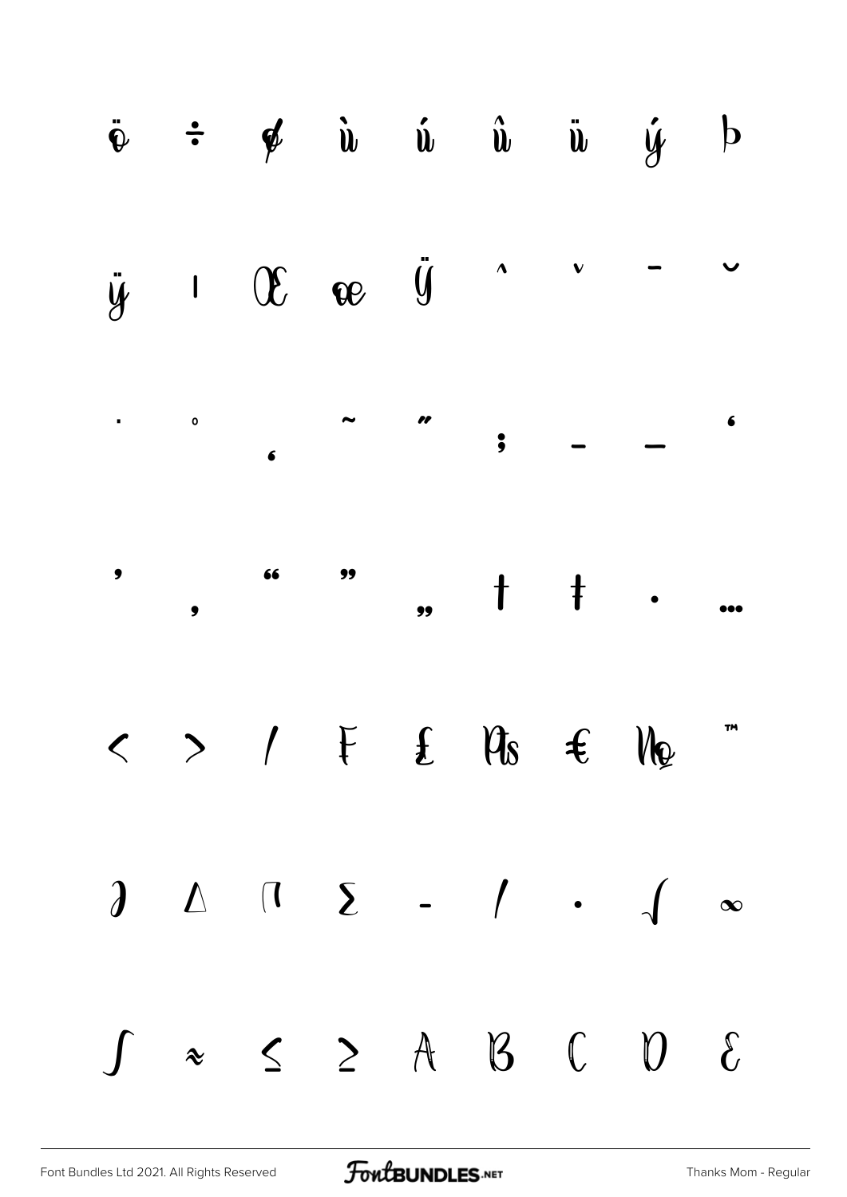ö ÷ ø ù ú û ü ý þ

ÿ ı Œ œ Ÿ ˆ ˇ ¯ ˘

˙ ˚ ˛ ˜ ˝ ; – — ‘

’ ‚ “ ” „ † ‡ • …

‹ › ⁄ ₣ ₤ ₧ € № ™

∂ ∆ ∏ ∑ − ∕ ∙ √ ∞

∫ ≈ ≤ ≥ A B C D E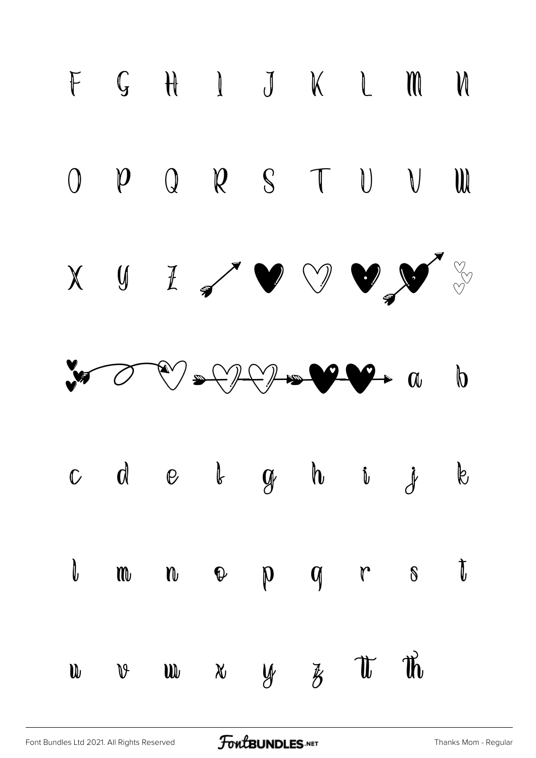F G H I J K L M N

O P Q R S T U V W

X Y Z

a b

c d e f g h i j k

l m n o p q r s t

u v w x y z tt th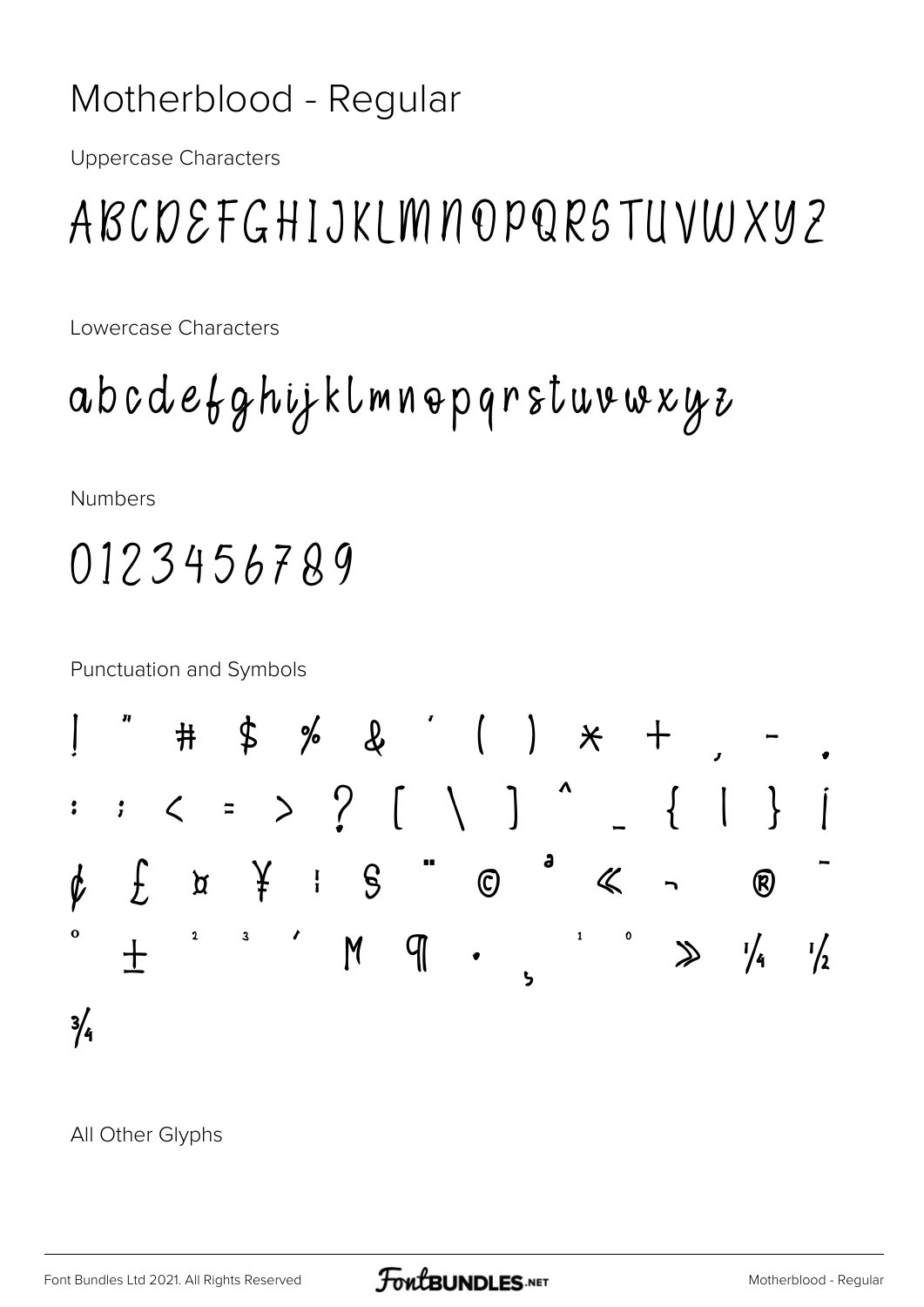# Motherblood - Regular

Uppercase Characters

ABCDEFGHIJKLMNOPQRSTUVWXYZ

Lowercase Characters

abcdefghijklmnopqrstuvwxyz

Numbers

0123456789

Punctuation and Symbols

! " # $ % & ' ( ) * + , - .

: ; < = > ? [ \ ] ^ _ { | } ¡

¢ £ ¤ ¥ ¦ § ¨ © ª « ¬ ® ¯

° ± ² ³ ´ µ ¶ · ¸ ¹ º » ¼ ½

¾

All Other Glyphs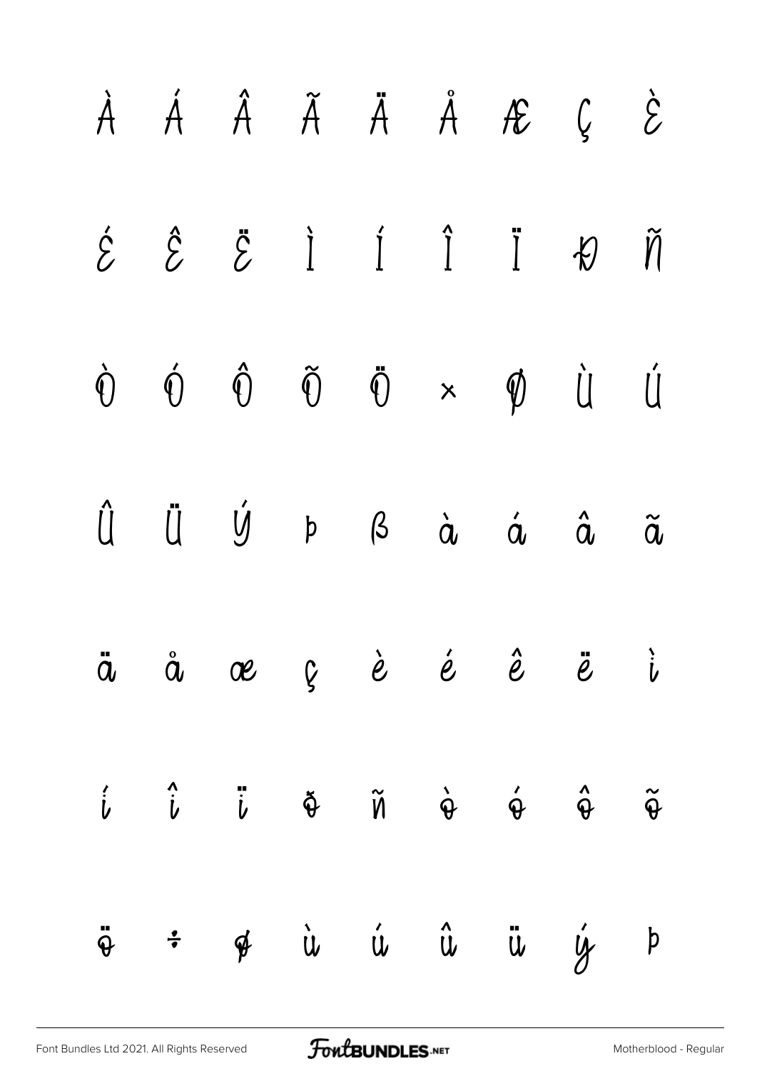À Á Â Ã Ä Å Æ Ç È

É Ê Ë Ì Í Î Ï Ð Ñ

Ò Ó Ô Õ Ö × Ø Ù Ú

Û Ü Ý Þ ß à á â ã

ä å æ ç è é ê ë ì

í î ï ð ñ ò ó ô õ

ö ÷ ø ù ú û ü ý þ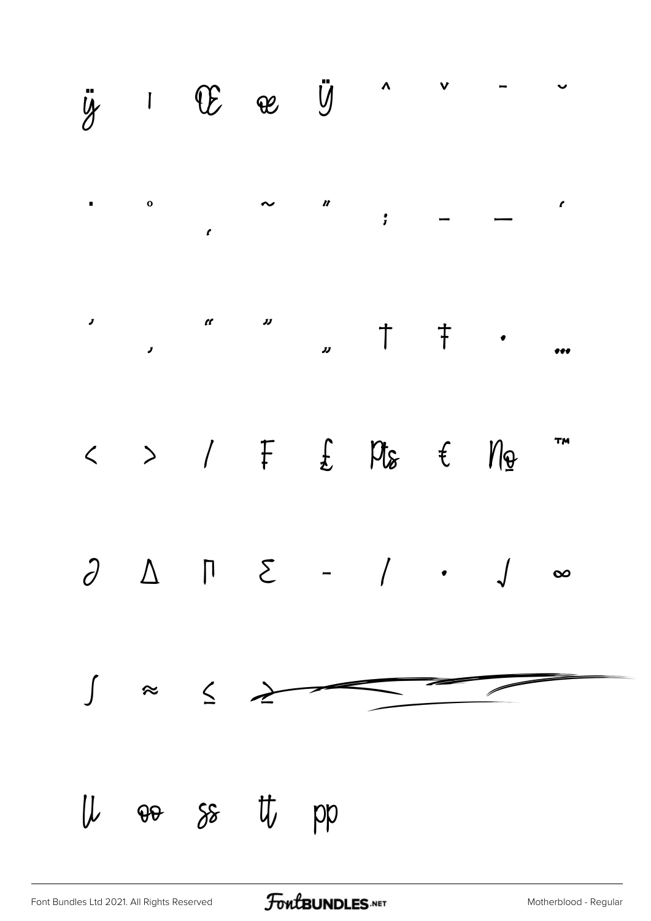ÿ ı Œ œ Ÿ ˆ ˇ ˉ ˘

˙ ˚ ˛ ˜ ˝ ; – — ‘

’ ‚ “ ” „ † ‡ • …

‹ › ⁄ ₣ ₤ ₧ € № ™

∂ ∆ ∏ ∑ − ∕ ∙ √ ∞

∫ ≈ ≤ ≥

ll oo ss tt pp